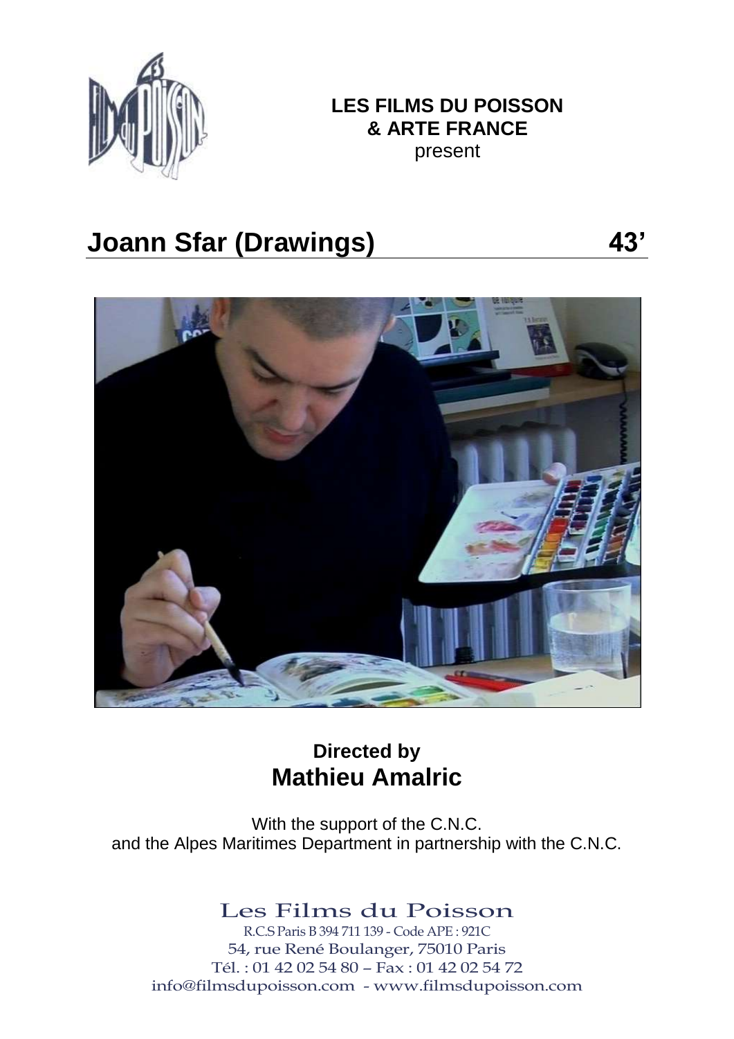**LES FILMS DU POISSON**
**& ARTE FRANCE**
present

# Joann Sfar (Drawings) 43’

**Directed by**

## Mathieu Amalric

With the support of the C.N.C.
and the Alpes Maritimes Department in partnership with the C.N.C.

Les Films du Poisson
R.C.S Paris B 394 711 139 - Code APE : 921C
54, rue René Boulanger, 75010 Paris
Tél. : 01 42 02 54 80 – Fax : 01 42 02 54 72
info@filmsdupoisson.com - www.filmsdupoisson.com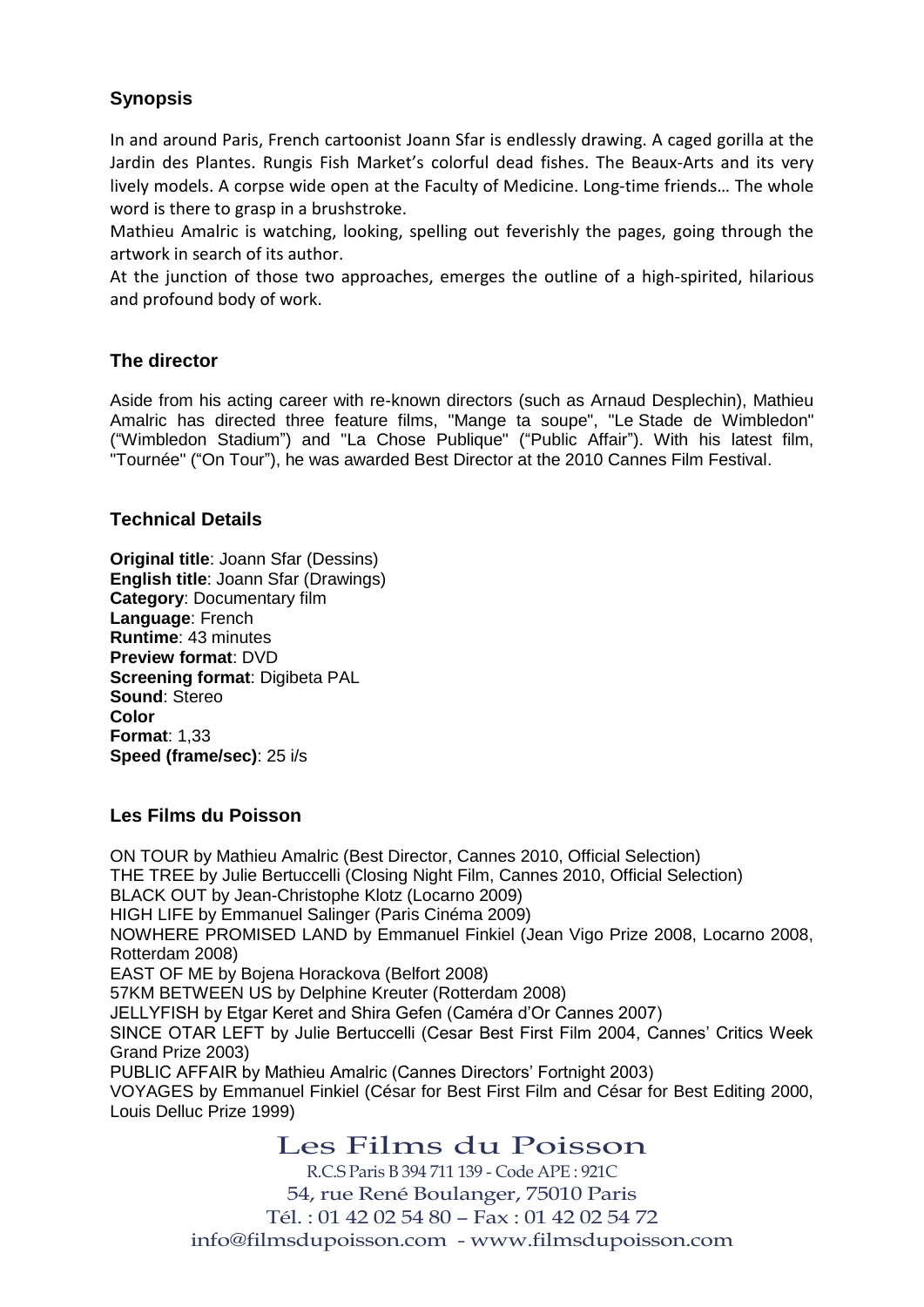## Synopsis

In and around Paris, French cartoonist Joann Sfar is endlessly drawing. A caged gorilla at the Jardin des Plantes. Rungis Fish Market's colorful dead fishes. The Beaux-Arts and its very lively models. A corpse wide open at the Faculty of Medicine. Long-time friends… The whole word is there to grasp in a brushstroke.

Mathieu Amalric is watching, looking, spelling out feverishly the pages, going through the artwork in search of its author.

At the junction of those two approaches, emerges the outline of a high-spirited, hilarious and profound body of work.

## The director

Aside from his acting career with re-known directors (such as Arnaud Desplechin), Mathieu Amalric has directed three feature films, "Mange ta soupe", "Le Stade de Wimbledon" ("Wimbledon Stadium") and "La Chose Publique" ("Public Affair"). With his latest film, "Tournée" ("On Tour"), he was awarded Best Director at the 2010 Cannes Film Festival.

## Technical Details

**Original title**: Joann Sfar (Dessins)
**English title**: Joann Sfar (Drawings)
**Category**: Documentary film
**Language**: French
**Runtime**: 43 minutes
**Preview format**: DVD
**Screening format**: Digibeta PAL
**Sound**: Stereo
**Color**
**Format**: 1,33
**Speed (frame/sec)**: 25 i/s

## Les Films du Poisson

ON TOUR by Mathieu Amalric (Best Director, Cannes 2010, Official Selection)
THE TREE by Julie Bertuccelli (Closing Night Film, Cannes 2010, Official Selection)
BLACK OUT by Jean-Christophe Klotz (Locarno 2009)
HIGH LIFE by Emmanuel Salinger (Paris Cinéma 2009)
NOWHERE PROMISED LAND by Emmanuel Finkiel (Jean Vigo Prize 2008, Locarno 2008, Rotterdam 2008)
EAST OF ME by Bojena Horackova (Belfort 2008)
57KM BETWEEN US by Delphine Kreuter (Rotterdam 2008)
JELLYFISH by Etgar Keret and Shira Gefen (Caméra d'Or Cannes 2007)
SINCE OTAR LEFT by Julie Bertuccelli (Cesar Best First Film 2004, Cannes' Critics Week Grand Prize 2003)
PUBLIC AFFAIR by Mathieu Amalric (Cannes Directors' Fortnight 2003)
VOYAGES by Emmanuel Finkiel (César for Best First Film and César for Best Editing 2000, Louis Delluc Prize 1999)

Les Films du Poisson
R.C.S Paris B 394 711 139 - Code APE : 921C
54, rue René Boulanger, 75010 Paris
Tél. : 01 42 02 54 80 – Fax : 01 42 02 54 72
info@filmsdupoisson.com - www.filmsdupoisson.com